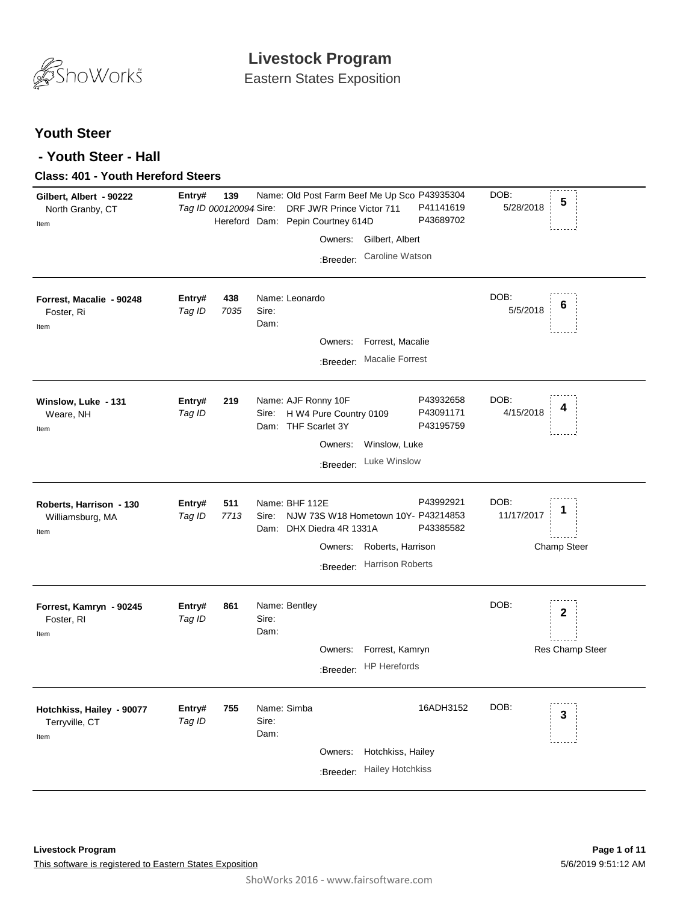# Livestock Program

Eastern States Exposition

## Youth Steer

### - Youth Steer - Hall

#### Class: 401 - Youth Hereford Steers

**Gilbert, Albert - 90222**
North Granby, CT
Item

**Entry#** 139
*Tag ID* *000120094*
Hereford

Name: Old Post Farm Beef Me Up Sco P43935304
Sire: DRF JWR Prince Victor 711 P41141619
Dam: Pepin Courtney 614D P43689702

Owners: Gilbert, Albert
:Breeder: Caroline Watson

DOB: 5/28/2018

**5**

---

**Forrest, Macalie - 90248**
Foster, Ri
Item

**Entry#** 438
*Tag ID* *7035*

Name: Leonardo
Sire:
Dam:

Owners: Forrest, Macalie
:Breeder: Macalie Forrest

DOB: 5/5/2018

**6**

---

**Winslow, Luke - 131**
Weare, NH
Item

**Entry#** 219
*Tag ID*

Name: AJF Ronny 10F P43932658
Sire: H W4 Pure Country 0109 P43091171
Dam: THF Scarlet 3Y P43195759

Owners: Winslow, Luke
:Breeder: Luke Winslow

DOB: 4/15/2018

**4**

---

**Roberts, Harrison - 130**
Williamsburg, MA
Item

**Entry#** 511
*Tag ID* *7713*

Name: BHF 112E P43992921
Sire: NJW 73S W18 Hometown 10Y- P43214853
Dam: DHX Diedra 4R 1331A P43385582

Owners: Roberts, Harrison
:Breeder: Harrison Roberts

DOB: 11/17/2017

**1**

Champ Steer

---

**Forrest, Kamryn - 90245**
Foster, RI
Item

**Entry#** 861
*Tag ID*

Name: Bentley
Sire:
Dam:

Owners: Forrest, Kamryn
:Breeder: HP Herefords

DOB:

**2**

Res Champ Steer

---

**Hotchkiss, Hailey - 90077**
Terryville, CT
Item

**Entry#** 755
*Tag ID*

Name: Simba 16ADH3152
Sire:
Dam:

Owners: Hotchkiss, Hailey
:Breeder: Hailey Hotchkiss

DOB:

**3**

---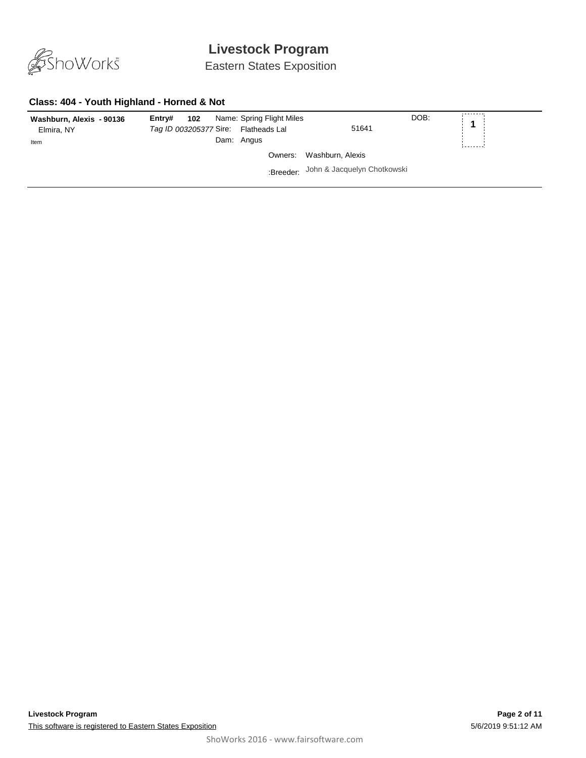# Livestock Program

Eastern States Exposition

### Class: 404 - Youth Highland - Horned & Not

**Washburn, Alexis - 90136**
Elmira, NY
Item

**Entry# 102**
*Tag ID 003205377*

Name: Spring Flight Miles
Sire: Flatheads Lal 51641
Dam: Angus

DOB:

**1**

Owners: Washburn, Alexis

:Breeder: John & Jacquelyn Chotkowski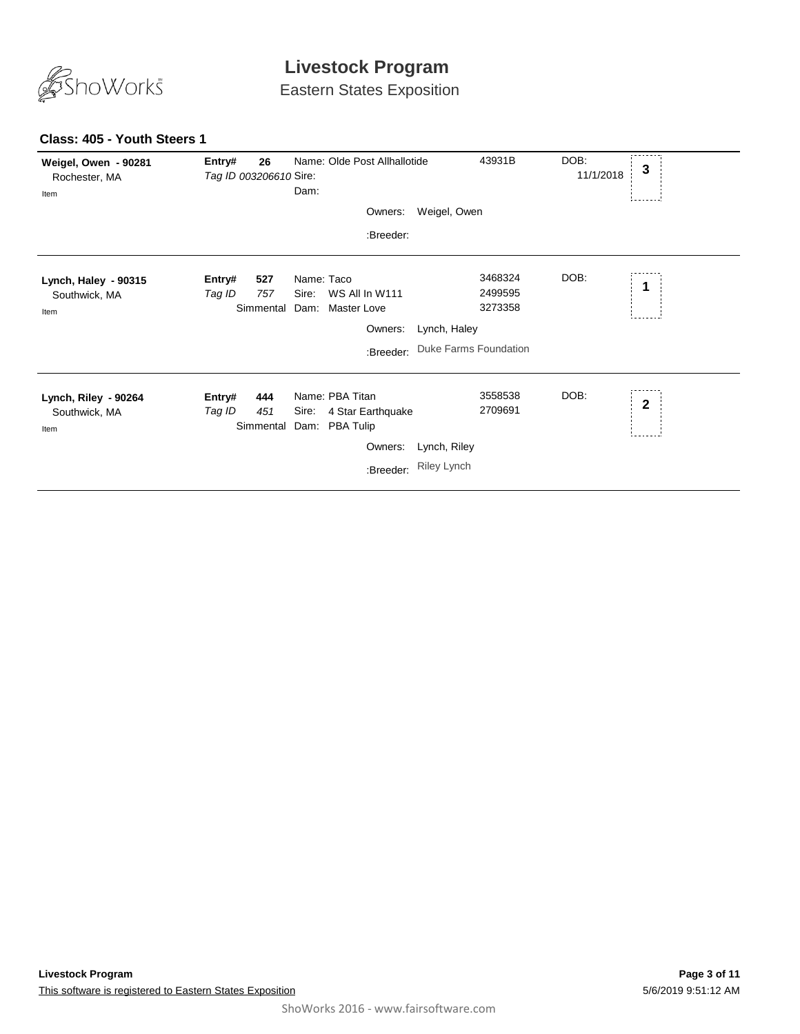# Livestock Program

Eastern States Exposition

## Class: 405 - Youth Steers 1

**Weigel, Owen - 90281**
Rochester, MA
Item

**Entry#** **26**
*Tag ID 003206610*

Name: Olde Post Allhallotide — 43931B
Sire:
Dam:

DOB: 11/1/2018

Placing: **3**

Owners: Weigel, Owen
:Breeder:

---

**Lynch, Haley - 90315**
Southwick, MA
Item

**Entry#** **527**
*Tag ID* *757*
Simmental

Name: Taco — 3468324
Sire: WS All In W111 — 2499595
Dam: Master Love — 3273358

DOB:

Placing: **1**

Owners: Lynch, Haley
:Breeder: Duke Farms Foundation

---

**Lynch, Riley - 90264**
Southwick, MA
Item

**Entry#** **444**
*Tag ID* *451*
Simmental

Name: PBA Titan — 3558538
Sire: 4 Star Earthquake — 2709691
Dam: PBA Tulip

DOB:

Placing: **2**

Owners: Lynch, Riley
:Breeder: Riley Lynch

---

**Livestock Program**
This software is registered to Eastern States Exposition

5/6/2019 9:51:12 AM

ShoWorks 2016 - www.fairsoftware.com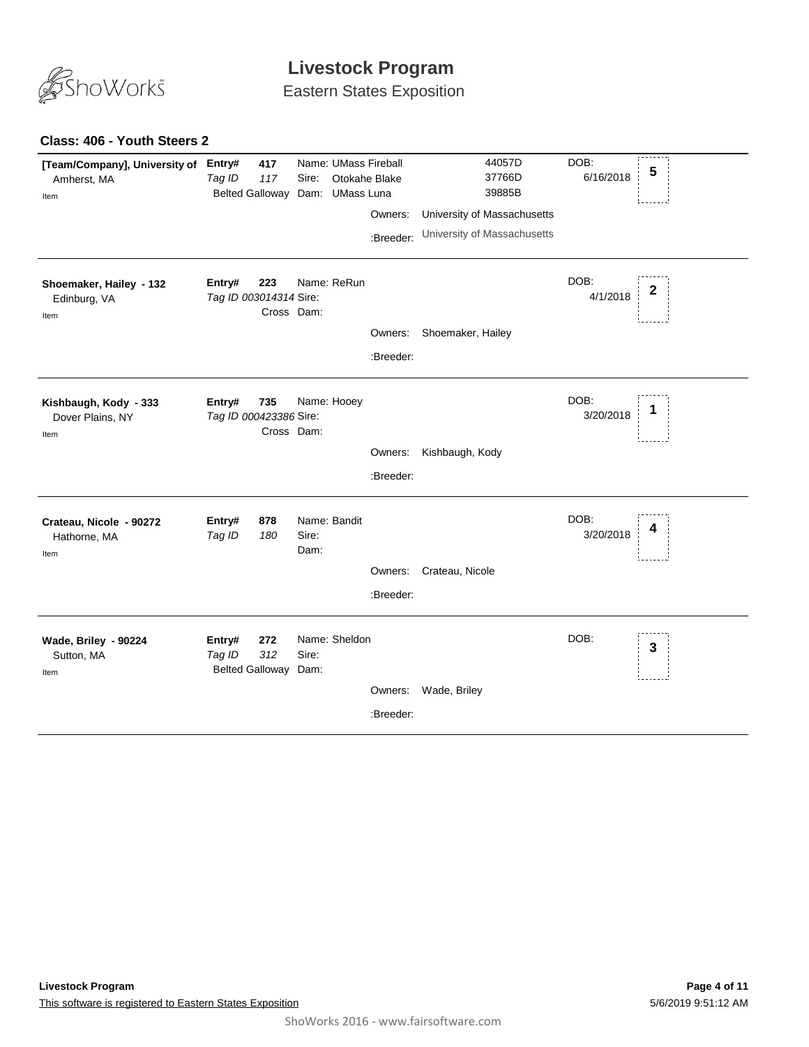# Livestock Program

Eastern States Exposition

### Class: 406 - Youth Steers 2

| Exhibitor | Entry | Animal | Registration | DOB | Placing |
|---|---|---|---|---|---|
| **[Team/Company], University of** Amherst, MA Item | **Entry# 417** *Tag ID 117* Belted Galloway | Name: UMass Fireball Sire: Otokahe Blake Dam: UMass Luna Owners: University of Massachusetts :Breeder: University of Massachusetts | 44057D 37766D 39885B | DOB: 6/16/2018 | 5 |
| **Shoemaker, Hailey - 132** Edinburg, VA Item | **Entry# 223** *Tag ID 003014314* Cross | Name: ReRun Sire: Dam: Owners: Shoemaker, Hailey :Breeder: | | DOB: 4/1/2018 | 2 |
| **Kishbaugh, Kody - 333** Dover Plains, NY Item | **Entry# 735** *Tag ID 000423386* Cross | Name: Hooey Sire: Dam: Owners: Kishbaugh, Kody :Breeder: | | DOB: 3/20/2018 | 1 |
| **Crateau, Nicole - 90272** Hathorne, MA Item | **Entry# 878** *Tag ID 180* | Name: Bandit Sire: Dam: Owners: Crateau, Nicole :Breeder: | | DOB: 3/20/2018 | 4 |
| **Wade, Briley - 90224** Sutton, MA Item | **Entry# 272** *Tag ID 312* Belted Galloway | Name: Sheldon Sire: Dam: Owners: Wade, Briley :Breeder: | | DOB: | 3 |

**Livestock Program**

This software is registered to Eastern States Exposition

5/6/2019 9:51:12 AM

ShoWorks 2016 - www.fairsoftware.com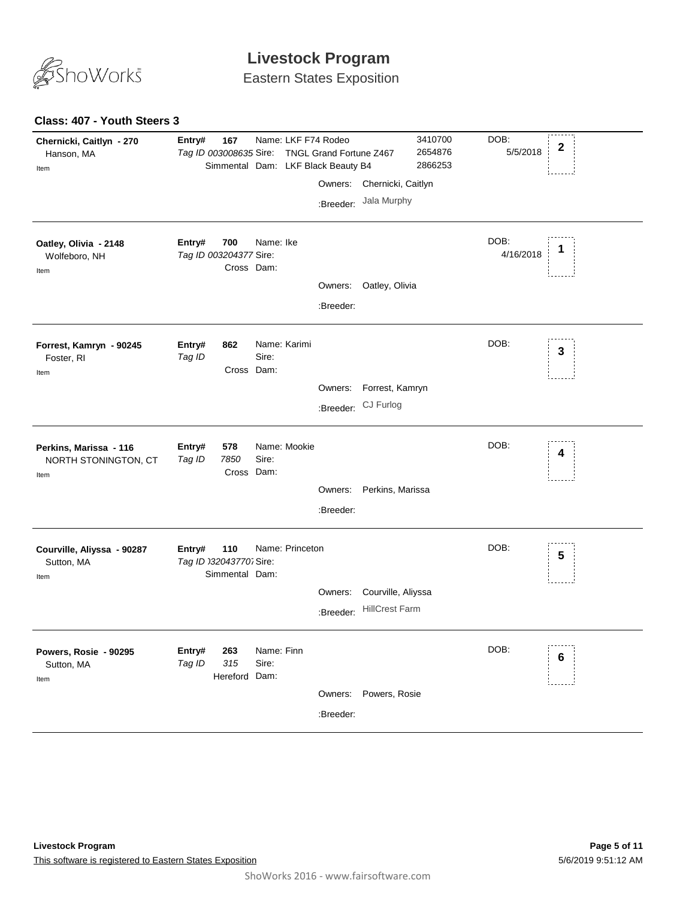# Livestock Program

Eastern States Exposition

## Class: 407 - Youth Steers 3

---

**Chernicki, Caitlyn - 270**
Hanson, MA
Item

**Entry# 167**
*Tag ID 003008635* Simmental
Name: LKF F74 Rodeo — 3410700
Sire: TNGL Grand Fortune Z467 — 2654876
Dam: LKF Black Beauty B4 — 2866253
Owners: Chernicki, Caitlyn
:Breeder: Jala Murphy

DOB: 5/5/2018

**2**

---

**Oatley, Olivia - 2148**
Wolfeboro, NH
Item

**Entry# 700**
*Tag ID 003204377* Cross
Name: Ike
Sire:
Dam:
Owners: Oatley, Olivia
:Breeder:

DOB: 4/16/2018

**1**

---

**Forrest, Kamryn - 90245**
Foster, RI
Item

**Entry# 862**
*Tag ID* Cross
Name: Karimi
Sire:
Dam:
Owners: Forrest, Kamryn
:Breeder: CJ Furlog

DOB:

**3**

---

**Perkins, Marissa - 116**
NORTH STONINGTON, CT
Item

**Entry# 578**
*Tag ID 7850* Cross
Name: Mookie
Sire:
Dam:
Owners: Perkins, Marissa
:Breeder:

DOB:

**4**

---

**Courville, Aliyssa - 90287**
Sutton, MA
Item

**Entry# 110**
*Tag ID )320437707* Simmental
Name: Princeton
Sire:
Dam:
Owners: Courville, Aliyssa
:Breeder: HillCrest Farm

DOB:

**5**

---

**Powers, Rosie - 90295**
Sutton, MA
Item

**Entry# 263**
*Tag ID 315* Hereford
Name: Finn
Sire:
Dam:
Owners: Powers, Rosie
:Breeder:

DOB:

**6**

---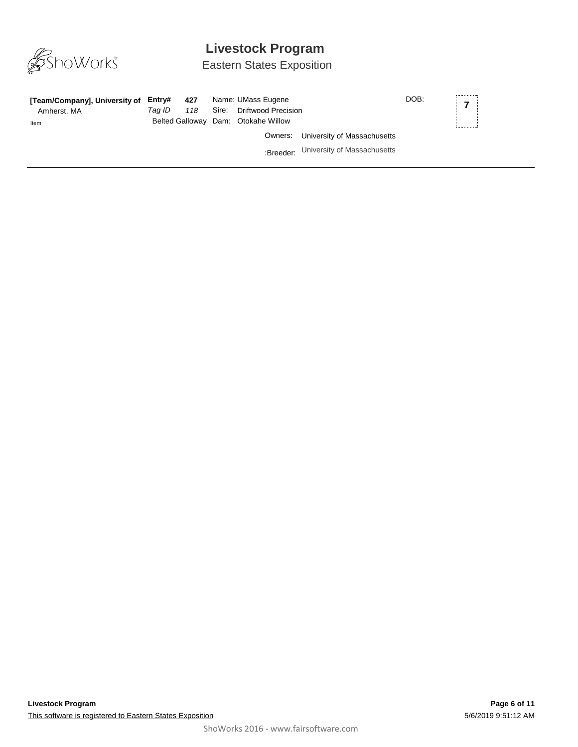**[Team/Company], University of**
Amherst, MA
Item

**Entry#** **427**
*Tag ID* *118*
Belted Galloway

Name: UMass Eugene
Sire: Driftwood Precision
Dam: Otokahe Willow

DOB:

Owners: University of Massachusetts

:Breeder: University of Massachusetts

**7**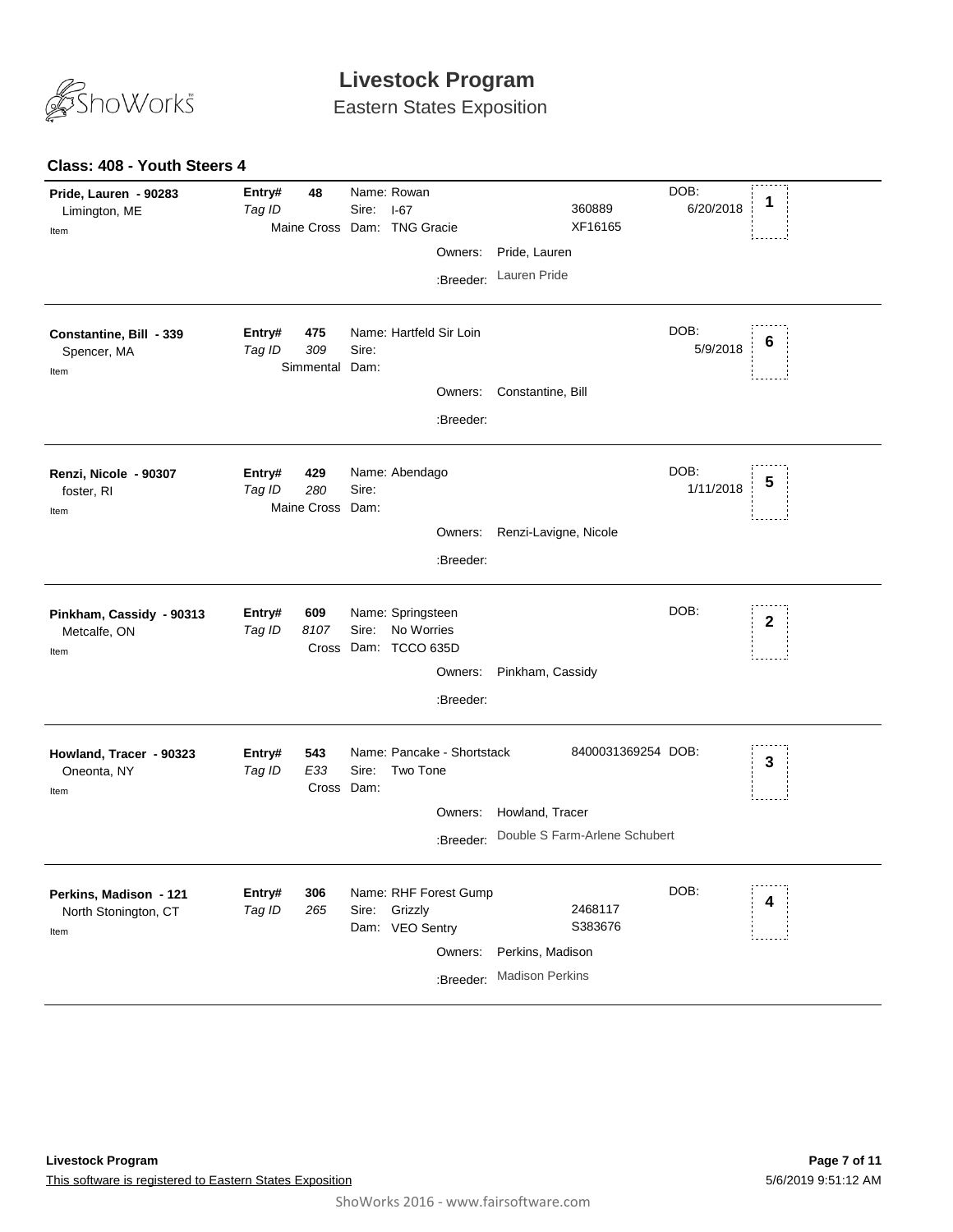# Livestock Program

Eastern States Exposition

## Class: 408 - Youth Steers 4

**Pride, Lauren - 90283**
Limington, ME
Item

**Entry#** 48 | *Tag ID* | Maine Cross
Name: Rowan
Sire: I-67 — 360889
Dam: TNG Gracie — XF16165
DOB: 6/20/2018
Place: **1**
Owners: Pride, Lauren
:Breeder: Lauren Pride

---

**Constantine, Bill - 339**
Spencer, MA
Item

**Entry#** 475 | *Tag ID* 309 | Simmental
Name: Hartfeld Sir Loin
Sire:
Dam:
DOB: 5/9/2018
Place: **6**
Owners: Constantine, Bill
:Breeder:

---

**Renzi, Nicole - 90307**
foster, RI
Item

**Entry#** 429 | *Tag ID* 280 | Maine Cross
Name: Abendago
Sire:
Dam:
DOB: 1/11/2018
Place: **5**
Owners: Renzi-Lavigne, Nicole
:Breeder:

---

**Pinkham, Cassidy - 90313**
Metcalfe, ON
Item

**Entry#** 609 | *Tag ID* 8107 | Cross
Name: Springsteen
Sire: No Worries
Dam: TCCO 635D
DOB:
Place: **2**
Owners: Pinkham, Cassidy
:Breeder:

---

**Howland, Tracer - 90323**
Oneonta, NY
Item

**Entry#** 543 | *Tag ID* E33 | Cross
Name: Pancake - Shortstack — 8400031369254
Sire: Two Tone
Dam:
DOB:
Place: **3**
Owners: Howland, Tracer
:Breeder: Double S Farm-Arlene Schubert

---

**Perkins, Madison - 121**
North Stonington, CT
Item

**Entry#** 306 | *Tag ID* 265
Name: RHF Forest Gump
Sire: Grizzly — 2468117
Dam: VEO Sentry — S383676
DOB:
Place: **4**
Owners: Perkins, Madison
:Breeder: Madison Perkins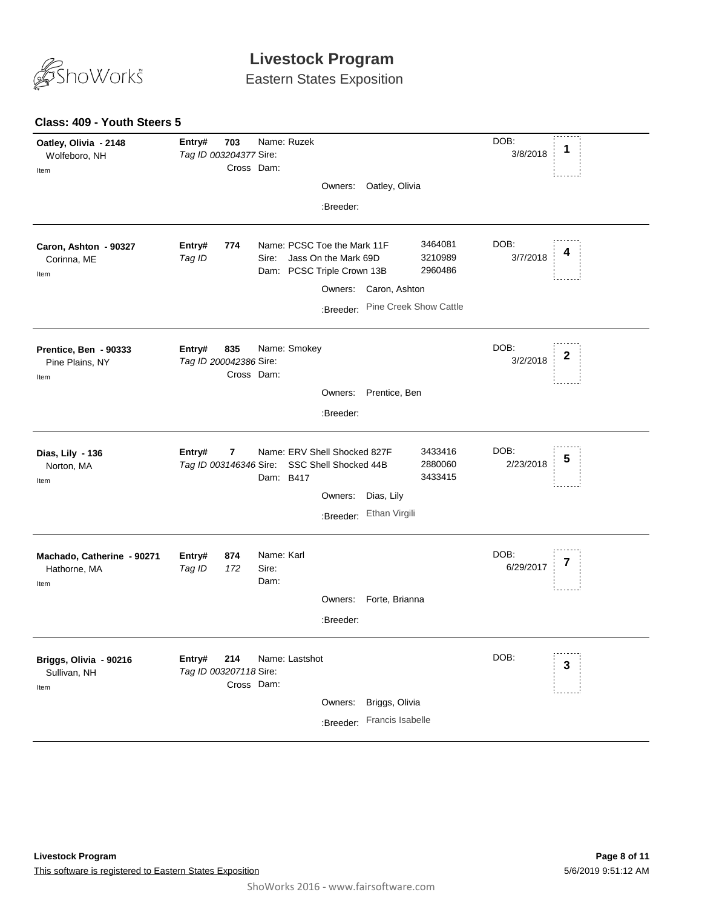# Livestock Program

Eastern States Exposition

### Class: 409 - Youth Steers 5

---

**Oatley, Olivia - 2148**
Wolfeboro, NH
Item

**Entry#** **703**
*Tag ID 003204377*
Cross

Name: Ruzek
Sire:
Dam:

Owners: Oatley, Olivia
:Breeder:

DOB: 3/8/2018

Placing: **1**

---

**Caron, Ashton - 90327**
Corinna, ME
Item

**Entry#** **774**
*Tag ID*

Name: PCSC Toe the Mark 11F — 3464081
Sire: Jass On the Mark 69D — 3210989
Dam: PCSC Triple Crown 13B — 2960486

Owners: Caron, Ashton
:Breeder: Pine Creek Show Cattle

DOB: 3/7/2018

Placing: **4**

---

**Prentice, Ben - 90333**
Pine Plains, NY
Item

**Entry#** **835**
*Tag ID 200042386*
Cross

Name: Smokey
Sire:
Dam:

Owners: Prentice, Ben
:Breeder:

DOB: 3/2/2018

Placing: **2**

---

**Dias, Lily - 136**
Norton, MA
Item

**Entry#** **7**
*Tag ID 003146346*

Name: ERV Shell Shocked 827F — 3433416
Sire: SSC Shell Shocked 44B — 2880060
Dam: B417 — 3433415

Owners: Dias, Lily
:Breeder: Ethan Virgili

DOB: 2/23/2018

Placing: **5**

---

**Machado, Catherine - 90271**
Hathorne, MA
Item

**Entry#** **874**
*Tag ID* *172*

Name: Karl
Sire:
Dam:

Owners: Forte, Brianna
:Breeder:

DOB: 6/29/2017

Placing: **7**

---

**Briggs, Olivia - 90216**
Sullivan, NH
Item

**Entry#** **214**
*Tag ID 003207118*
Cross

Name: Lastshot
Sire:
Dam:

Owners: Briggs, Olivia
:Breeder: Francis Isabelle

DOB:

Placing: **3**

---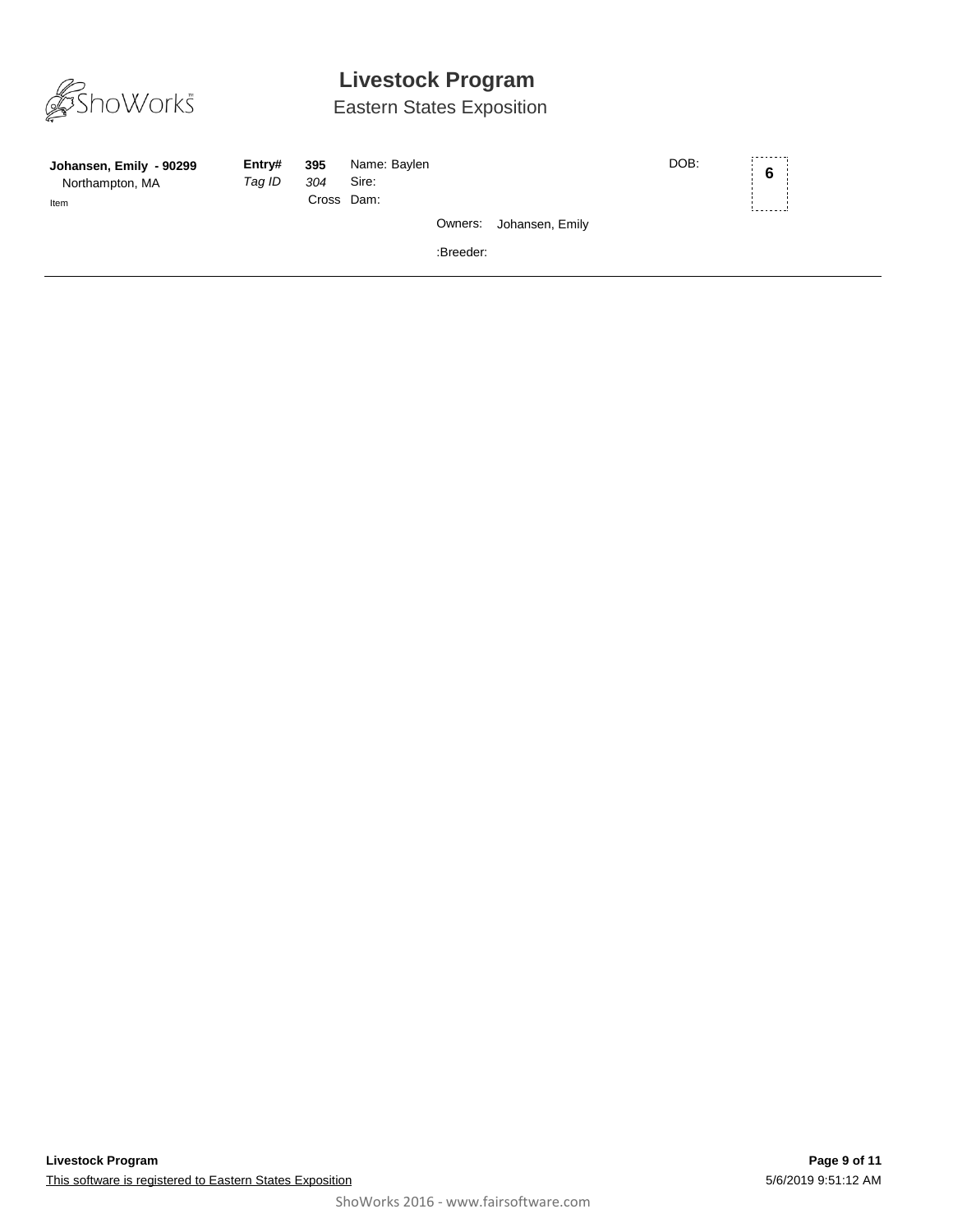# Livestock Program

## Eastern States Exposition

| **Johansen, Emily - 90299** | **Entry#** | **395** | Name: Baylen | | DOB: | **6** |
|---|---|---|---|---|---|---|
| Northampton, MA | *Tag ID* | *304* | Sire: | | | |
| Item | | Cross | Dam: | | | |
| | | | | Owners: Johansen, Emily | | |
| | | | | :Breeder: | | |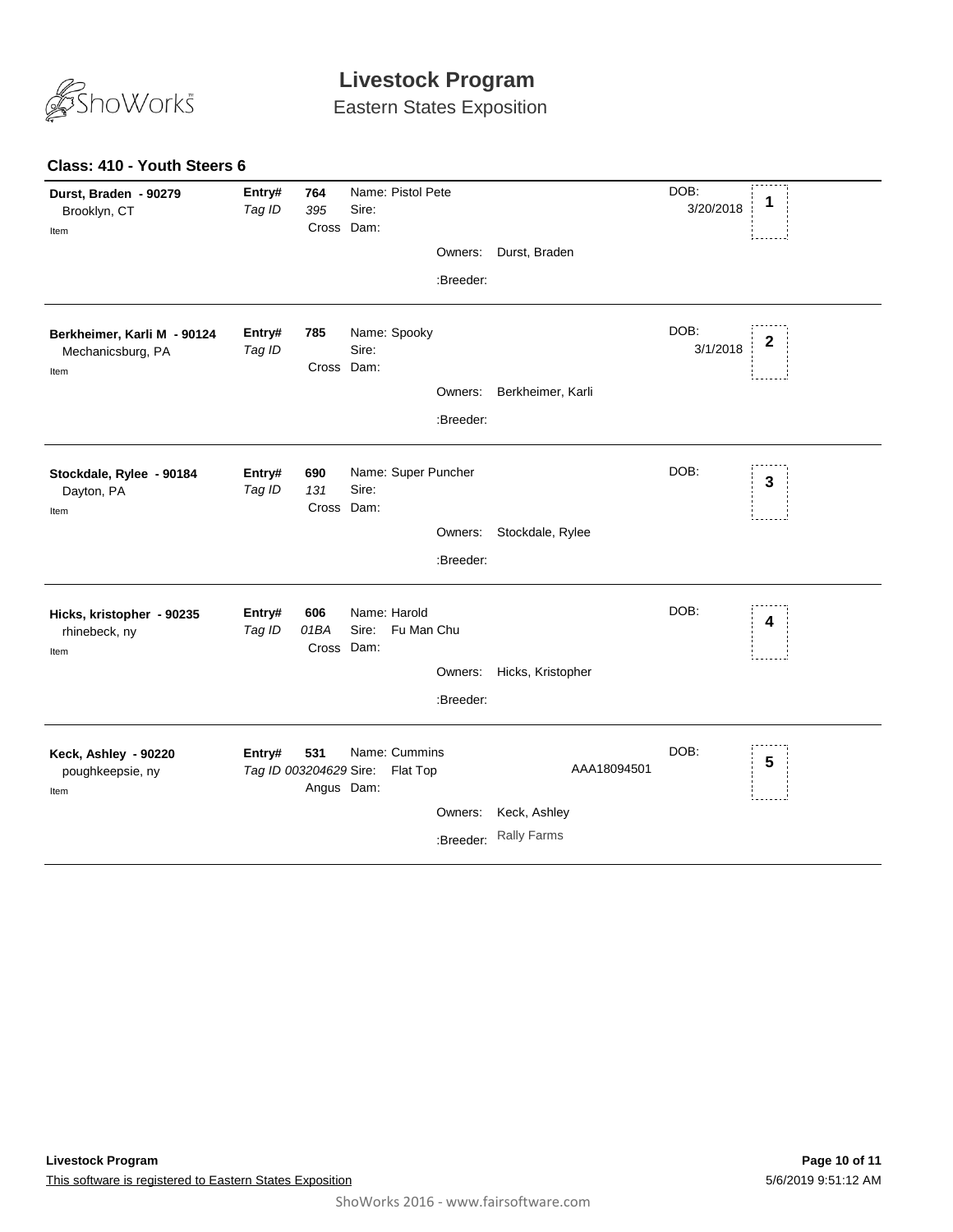# Livestock Program

Eastern States Exposition

## Class: 410 - Youth Steers 6

| Exhibitor | Entry# / Tag ID | Details | DOB | Place |
|---|---|---|---|---|
| **Durst, Braden - 90279**<br>Brooklyn, CT<br>Item | **Entry# 764**<br>*Tag ID 395*<br>Cross | Name: Pistol Pete<br>Sire:<br>Dam:<br>Owners: Durst, Braden<br>:Breeder: | 3/20/2018 | 1 |
| **Berkheimer, Karli M - 90124**<br>Mechanicsburg, PA<br>Item | **Entry# 785**<br>*Tag ID*<br>Cross | Name: Spooky<br>Sire:<br>Dam:<br>Owners: Berkheimer, Karli<br>:Breeder: | 3/1/2018 | 2 |
| **Stockdale, Rylee - 90184**<br>Dayton, PA<br>Item | **Entry# 690**<br>*Tag ID 131*<br>Cross | Name: Super Puncher<br>Sire:<br>Dam:<br>Owners: Stockdale, Rylee<br>:Breeder: | | 3 |
| **Hicks, kristopher - 90235**<br>rhinebeck, ny<br>Item | **Entry# 606**<br>*Tag ID 01BA*<br>Cross | Name: Harold<br>Sire: Fu Man Chu<br>Dam:<br>Owners: Hicks, Kristopher<br>:Breeder: | | 4 |
| **Keck, Ashley - 90220**<br>poughkeepsie, ny<br>Item | **Entry# 531**<br>*Tag ID 003204629*<br>Angus | Name: Cummins<br>Sire: Flat Top AAA18094501<br>Dam:<br>Owners: Keck, Ashley<br>:Breeder: Rally Farms | | 5 |

This software is registered to Eastern States Exposition

5/6/2019 9:51:12 AM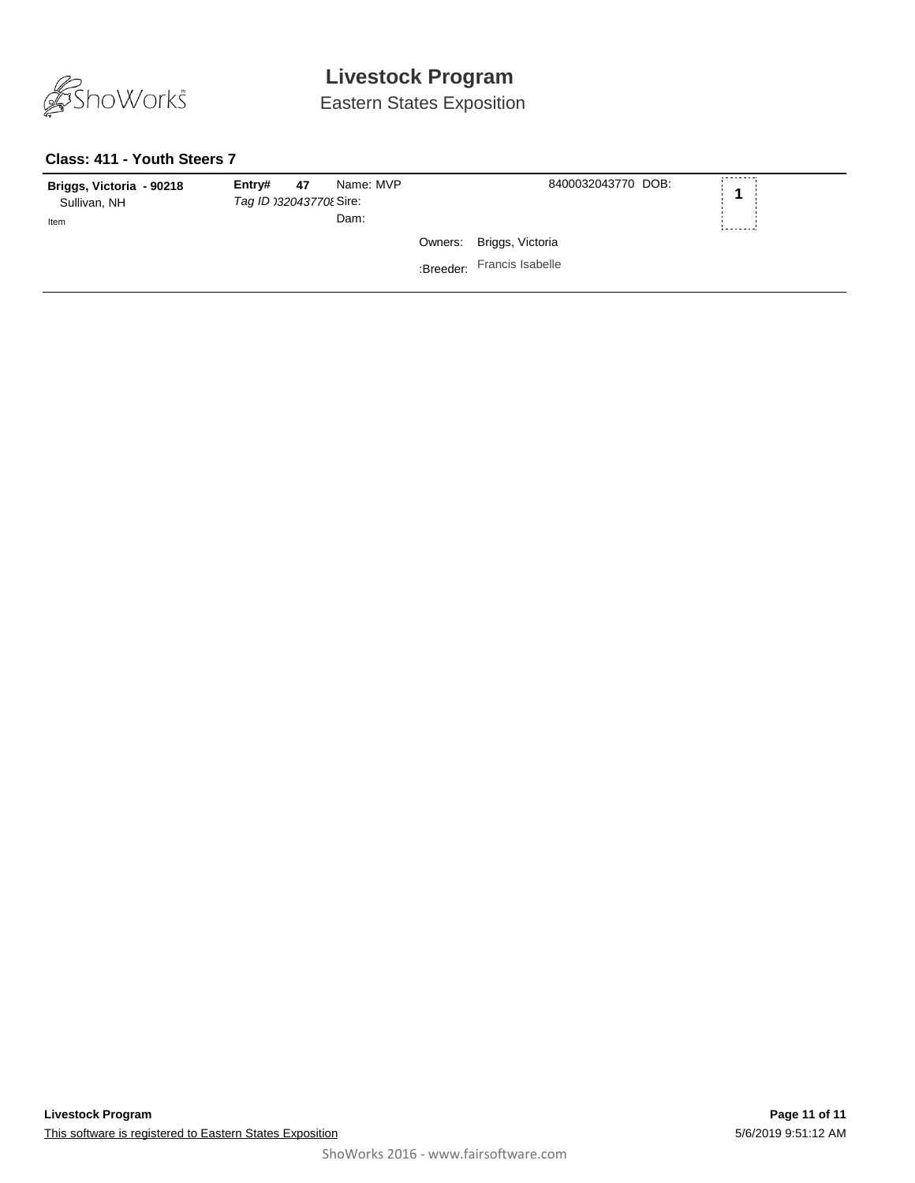## Livestock Program

Eastern States Exposition

### Class: 411 - Youth Steers 7

**Briggs, Victoria - 90218**
Sullivan, NH
Item

**Entry# 47**
*Tag ID )320437708*

Name: MVP
Sire:
Dam:

8400032043770 DOB:

Owners: Briggs, Victoria
:Breeder: Francis Isabelle

1

**Livestock Program**
This software is registered to Eastern States Exposition

5/6/2019 9:51:12 AM

ShoWorks 2016 - www.fairsoftware.com